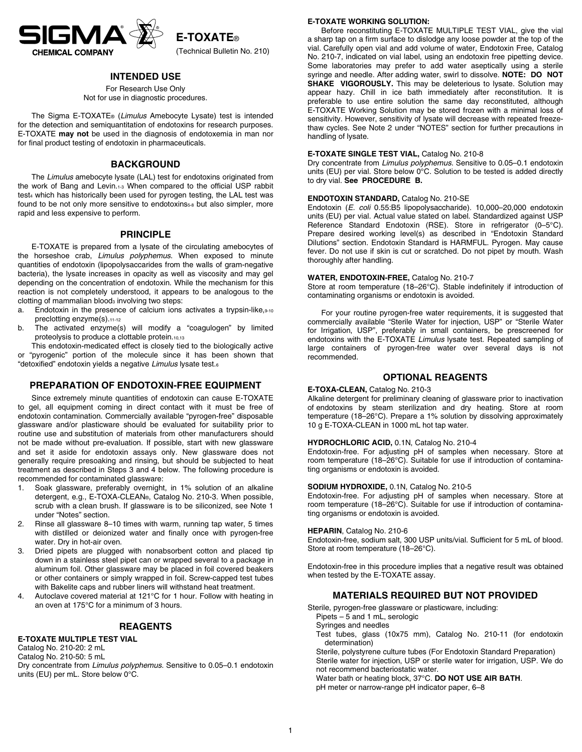# SIGMA CHEMICAL COMPANY

# E-TOXATE®

(Technical Bulletin No. 210)

## INTENDED USE

For Research Use Only
Not for use in diagnostic procedures.

The Sigma E-TOXATE® (*Limulus* Amebocyte Lysate) test is intended for the detection and semiquantitation of endotoxins for research purposes. E-TOXATE **may not** be used in the diagnosis of endotoxemia in man nor for final product testing of endotoxin in pharmaceuticals.

## BACKGROUND

The *Limulus* amebocyte lysate (LAL) test for endotoxins originated from the work of Bang and Levin.[1-3] When compared to the official USP rabbit test[4] which has historically been used for pyrogen testing, the LAL test was found to be not only more sensitive to endotoxins[5-8] but also simpler, more rapid and less expensive to perform.

## PRINCIPLE

E-TOXATE is prepared from a lysate of the circulating amebocytes of the horseshoe crab, *Limulus polyphemus*. When exposed to minute quantities of endotoxin (lipopolysaccarides from the walls of gram-negative bacteria), the lysate increases in opacity as well as viscosity and may gel depending on the concentration of endotoxin. While the mechanism for this reaction is not completely understood, it appears to be analogous to the clotting of mammalian blood[3] involving two steps:

a. Endotoxin in the presence of calcium ions activates a trypsin-like,[9-10] preclotting enzyme(s).[11-12]
b. The activated enzyme(s) will modify a "coagulogen" by limited proteolysis to produce a clottable protein.[10,13]

This endotoxin-medicated effect is closely tied to the biologically active or "pyrogenic" portion of the molecule since it has been shown that "detoxified" endotoxin yields a negative *Limulus* lysate test.[6]

## PREPARATION OF ENDOTOXIN-FREE EQUIPMENT

Since extremely minute quantities of endotoxin can cause E-TOXATE to gel, all equipment coming in direct contact with it must be free of endotoxin contamination. Commercially available "pyrogen-free" disposable glassware and/or plasticware should be evaluated for suitability prior to routine use and substitution of materials from other manufacturers should not be made without pre-evaluation. If possible, start with new glassware and set it aside for endotoxin assays only. New glassware does not generally require presoaking and rinsing, but should be subjected to heat treatment as described in Steps 3 and 4 below. The following procedure is recommended for contaminated glassware:

1. Soak glassware, preferably overnight, in 1% solution of an alkaline detergent, e.g., E-TOXA-CLEAN®, Catalog No. 210-3. When possible, scrub with a clean brush. If glassware is to be siliconized, see Note 1 under "Notes" section.
2. Rinse all glassware 8–10 times with warm, running tap water, 5 times with distilled or deionized water and finally once with pyrogen-free water. Dry in hot-air oven.
3. Dried pipets are plugged with nonabsorbent cotton and placed tip down in a stainless steel pipet can or wrapped several to a package in aluminum foil. Other glassware may be placed in foil covered beakers or other containers or simply wrapped in foil. Screw-capped test tubes with Bakelite caps and rubber liners will withstand heat treatment.
4. Autoclave covered material at 121°C for 1 hour. Follow with heating in an oven at 175°C for a minimum of 3 hours.

## REAGENTS

**E-TOXATE MULTIPLE TEST VIAL**
Catalog No. 210-20: 2 mL
Catalog No. 210-50: 5 mL
Dry concentrate from *Limulus polyphemus*. Sensitive to 0.05–0.1 endotoxin units (EU) per mL. Store below 0°C.

**E-TOXATE WORKING SOLUTION:**
Before reconstituting E-TOXATE MULTIPLE TEST VIAL, give the vial a sharp tap on a firm surface to dislodge any loose powder at the top of the vial. Carefully open vial and add volume of water, Endotoxin Free, Catalog No. 210-7, indicated on vial label, using an endotoxin free pipetting device. Some laboratories may prefer to add water aseptically using a sterile syringe and needle. After adding water, swirl to dissolve. **NOTE: DO NOT SHAKE VIGOROUSLY.** This may be deleterious to lysate. Solution may appear hazy. Chill in ice bath immediately after reconstitution. It is preferable to use entire solution the same day reconstituted, although E-TOXATE Working Solution may be stored frozen with a minimal loss of sensitivity. However, sensitivity of lysate will decrease with repeated freeze-thaw cycles. See Note 2 under "NOTES" section for further precautions in handling of lysate.

**E-TOXATE SINGLE TEST VIAL,** Catalog No. 210-8
Dry concentrate from *Limulus polyphemus*. Sensitive to 0.05–0.1 endotoxin units (EU) per vial. Store below 0°C. Solution to be tested is added directly to dry vial. **See PROCEDURE B.**

**ENDOTOXIN STANDARD,** Catalog No. 210-SE
Endotoxin (*E. coli* 0.55:B5 lipopolysaccharide). 10,000–20,000 endotoxin units (EU) per vial. Actual value stated on label. Standardized against USP Reference Standard Endotoxin (RSE). Store in refrigerator (0–5°C). Prepare desired working level(s) as described in "Endotoxin Standard Dilutions" section. Endotoxin Standard is HARMFUL. Pyrogen. May cause fever. Do not use if skin is cut or scratched. Do not pipet by mouth. Wash thoroughly after handling.

**WATER, ENDOTOXIN-FREE,** Catalog No. 210-7
Store at room temperature (18–26°C). Stable indefinitely if introduction of contaminating organisms or endotoxin is avoided.

For your routine pyrogen-free water requirements, it is suggested that commercially available "Sterile Water for injection, USP" or "Sterile Water for Irrigation, USP", preferably in small containers, be prescreened for endotoxins with the E-TOXATE *Limulus* lysate test. Repeated sampling of large containers of pyrogen-free water over several days is not recommended.

## OPTIONAL REAGENTS

**E-TOXA-CLEAN,** Catalog No. 210-3
Alkaline detergent for preliminary cleaning of glassware prior to inactivation of endotoxins by steam sterilization and dry heating. Store at room temperature (18–26°C). Prepare a 1% solution by dissolving approximately 10 g E-TOXA-CLEAN in 1000 mL hot tap water.

**HYDROCHLORIC ACID,** 0.1N, Catalog No. 210-4
Endotoxin-free. For adjusting pH of samples when necessary. Store at room temperature (18–26°C). Suitable for use if introduction of contaminating organisms or endotoxin is avoided.

**SODIUM HYDROXIDE,** 0.1N, Catalog No. 210-5
Endotoxin-free. For adjusting pH of samples when necessary. Store at room temperature (18–26°C). Suitable for use if introduction of contaminating organisms or endotoxin is avoided.

**HEPARIN**, Catalog No. 210-6
Endotoxin-free, sodium salt, 300 USP units/vial. Sufficient for 5 mL of blood. Store at room temperature (18–26°C).

Endotoxin-free in this procedure implies that a negative result was obtained when tested by the E-TOXATE assay.

## MATERIALS REQUIRED BUT NOT PROVIDED

Sterile, pyrogen-free glassware or plasticware, including:

- Pipets – 5 and 1 mL, serologic
- Syringes and needles
- Test tubes, glass (10x75 mm), Catalog No. 210-11 (for endotoxin determination)
- Sterile, polystyrene culture tubes (For Endotoxin Standard Preparation)
- Sterile water for injection, USP or sterile water for irrigation, USP. We do not recommend bacteriostatic water.
- Water bath or heating block, 37°C. **DO NOT USE AIR BATH**.
- pH meter or narrow-range pH indicator paper, 6–8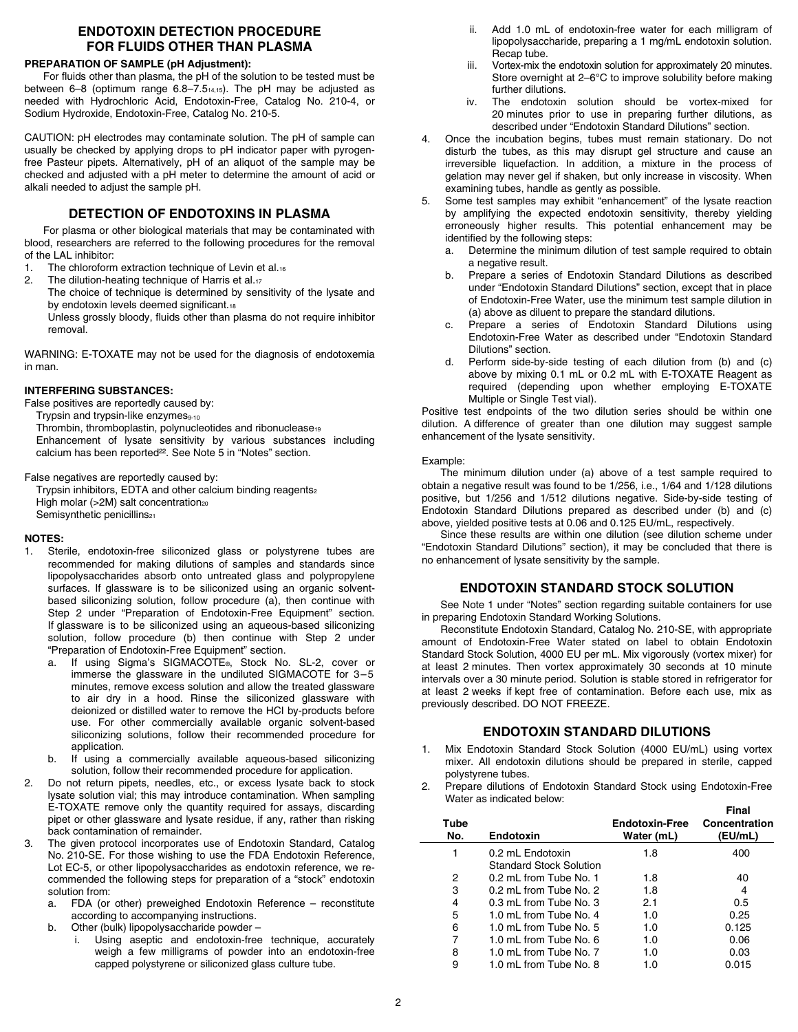## ENDOTOXIN DETECTION PROCEDURE FOR FLUIDS OTHER THAN PLASMA

**PREPARATION OF SAMPLE (pH Adjustment):**

For fluids other than plasma, the pH of the solution to be tested must be between 6–8 (optimum range 6.8–7.5[14,15]). The pH may be adjusted as needed with Hydrochloric Acid, Endotoxin-Free, Catalog No. 210-4, or Sodium Hydroxide, Endotoxin-Free, Catalog No. 210-5.

CAUTION: pH electrodes may contaminate solution. The pH of sample can usually be checked by applying drops to pH indicator paper with pyrogen-free Pasteur pipets. Alternatively, pH of an aliquot of the sample may be checked and adjusted with a pH meter to determine the amount of acid or alkali needed to adjust the sample pH.

## DETECTION OF ENDOTOXINS IN PLASMA

For plasma or other biological materials that may be contaminated with blood, researchers are referred to the following procedures for the removal of the LAL inhibitor:

1. The chloroform extraction technique of Levin et al.[16]
2. The dilution-heating technique of Harris et al.[17]
   The choice of technique is determined by sensitivity of the lysate and by endotoxin levels deemed significant.[18]
   Unless grossly bloody, fluids other than plasma do not require inhibitor removal.

WARNING: E-TOXATE may not be used for the diagnosis of endotoxemia in man.

**INTERFERING SUBSTANCES:**

False positives are reportedly caused by:

Trypsin and trypsin-like enzymes[9-10]
Thrombin, thromboplastin, polynucleotides and ribonuclease[19]
Enhancement of lysate sensitivity by various substances including calcium has been reported[22]. See Note 5 in "Notes" section.

False negatives are reportedly caused by:

Trypsin inhibitors, EDTA and other calcium binding reagents[2]
High molar (>2M) salt concentration[20]
Semisynthetic penicillins[21]

**NOTES:**

1. Sterile, endotoxin-free siliconized glass or polystyrene tubes are recommended for making dilutions of samples and standards since lipopolysaccharides absorb onto untreated glass and polypropylene surfaces. If glassware is to be siliconized using an organic solvent-based siliconizing solution, follow procedure (a), then continue with Step 2 under "Preparation of Endotoxin-Free Equipment" section. If glassware is to be siliconized using an aqueous-based siliconizing solution, follow procedure (b) then continue with Step 2 under "Preparation of Endotoxin-Free Equipment" section.
   a. If using Sigma's SIGMACOTE®, Stock No. SL-2, cover or immerse the glassware in the undiluted SIGMACOTE for 3–5 minutes, remove excess solution and allow the treated glassware to air dry in a hood. Rinse the siliconized glassware with deionized or distilled water to remove the HCl by-products before use. For other commercially available organic solvent-based siliconizing solutions, follow their recommended procedure for application.
   b. If using a commercially available aqueous-based siliconizing solution, follow their recommended procedure for application.
2. Do not return pipets, needles, etc., or excess lysate back to stock lysate solution vial; this may introduce contamination. When sampling E-TOXATE remove only the quantity required for assays, discarding pipet or other glassware and lysate residue, if any, rather than risking back contamination of remainder.
3. The given protocol incorporates use of Endotoxin Standard, Catalog No. 210-SE. For those wishing to use the FDA Endotoxin Reference, Lot EC-5, or other lipopolysaccharides as endotoxin reference, we recommended the following steps for preparation of a "stock" endotoxin solution from:
   a. FDA (or other) preweighed Endotoxin Reference – reconstitute according to accompanying instructions.
   b. Other (bulk) lipopolysaccharide powder –
      i. Using aseptic and endotoxin-free technique, accurately weigh a few milligrams of powder into an endotoxin-free capped polystyrene or siliconized glass culture tube.
      ii. Add 1.0 mL of endotoxin-free water for each milligram of lipopolysaccharide, preparing a 1 mg/mL endotoxin solution. Recap tube.
      iii. Vortex-mix the endotoxin solution for approximately 20 minutes. Store overnight at 2–6°C to improve solubility before making further dilutions.
      iv. The endotoxin solution should be vortex-mixed for 20 minutes prior to use in preparing further dilutions, as described under "Endotoxin Standard Dilutions" section.
4. Once the incubation begins, tubes must remain stationary. Do not disturb the tubes, as this may disrupt gel structure and cause an irreversible liquefaction. In addition, a mixture in the process of gelation may never gel if shaken, but only increase in viscosity. When examining tubes, handle as gently as possible.
5. Some test samples may exhibit "enhancement" of the lysate reaction by amplifying the expected endotoxin sensitivity, thereby yielding erroneously higher results. This potential enhancement may be identified by the following steps:
   a. Determine the minimum dilution of test sample required to obtain a negative result.
   b. Prepare a series of Endotoxin Standard Dilutions as described under "Endotoxin Standard Dilutions" section, except that in place of Endotoxin-Free Water, use the minimum test sample dilution in (a) above as diluent to prepare the standard dilutions.
   c. Prepare a series of Endotoxin Standard Dilutions using Endotoxin-Free Water as described under "Endotoxin Standard Dilutions" section.
   d. Perform side-by-side testing of each dilution from (b) and (c) above by mixing 0.1 mL or 0.2 mL with E-TOXATE Reagent as required (depending upon whether employing E-TOXATE Multiple or Single Test vial).

Positive test endpoints of the two dilution series should be within one dilution. A difference of greater than one dilution may suggest sample enhancement of the lysate sensitivity.

Example:

The minimum dilution under (a) above of a test sample required to obtain a negative result was found to be 1/256, i.e., 1/64 and 1/128 dilutions positive, but 1/256 and 1/512 dilutions negative. Side-by-side testing of Endotoxin Standard Dilutions prepared as described under (b) and (c) above, yielded positive tests at 0.06 and 0.125 EU/mL, respectively.

Since these results are within one dilution (see dilution scheme under "Endotoxin Standard Dilutions" section), it may be concluded that there is no enhancement of lysate sensitivity by the sample.

## ENDOTOXIN STANDARD STOCK SOLUTION

See Note 1 under "Notes" section regarding suitable containers for use in preparing Endotoxin Standard Working Solutions.

Reconstitute Endotoxin Standard, Catalog No. 210-SE, with appropriate amount of Endotoxin-Free Water stated on label to obtain Endotoxin Standard Stock Solution, 4000 EU per mL. Mix vigorously (vortex mixer) for at least 2 minutes. Then vortex approximately 30 seconds at 10 minute intervals over a 30 minute period. Solution is stable stored in refrigerator for at least 2 weeks if kept free of contamination. Before each use, mix as previously described. DO NOT FREEZE.

## ENDOTOXIN STANDARD DILUTIONS

1. Mix Endotoxin Standard Stock Solution (4000 EU/mL) using vortex mixer. All endotoxin dilutions should be prepared in sterile, capped polystyrene tubes.
2. Prepare dilutions of Endotoxin Standard Stock using Endotoxin-Free Water as indicated below:

| Tube No. | Endotoxin | Endotoxin-Free Water (mL) | Final Concentration (EU/mL) |
|---|---|---|---|
| 1 | 0.2 mL Endotoxin Standard Stock Solution | 1.8 | 400 |
| 2 | 0.2 mL from Tube No. 1 | 1.8 | 40 |
| 3 | 0.2 mL from Tube No. 2 | 1.8 | 4 |
| 4 | 0.3 mL from Tube No. 3 | 2.1 | 0.5 |
| 5 | 1.0 mL from Tube No. 4 | 1.0 | 0.25 |
| 6 | 1.0 mL from Tube No. 5 | 1.0 | 0.125 |
| 7 | 1.0 mL from Tube No. 6 | 1.0 | 0.06 |
| 8 | 1.0 mL from Tube No. 7 | 1.0 | 0.03 |
| 9 | 1.0 mL from Tube No. 8 | 1.0 | 0.015 |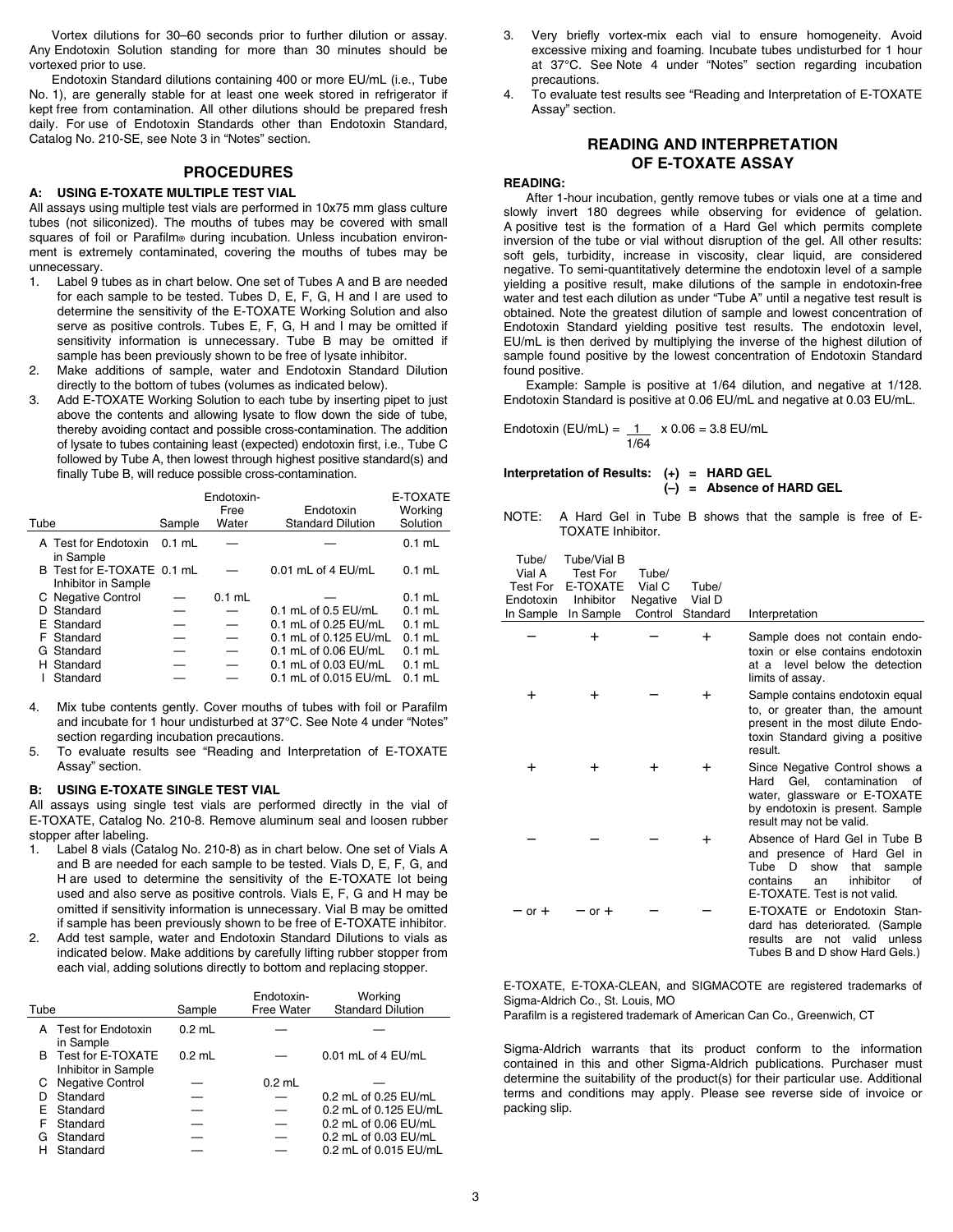Vortex dilutions for 30–60 seconds prior to further dilution or assay. Any Endotoxin Solution standing for more than 30 minutes should be vortexed prior to use.

Endotoxin Standard dilutions containing 400 or more EU/mL (i.e., Tube No. 1), are generally stable for at least one week stored in refrigerator if kept free from contamination. All other dilutions should be prepared fresh daily. For use of Endotoxin Standards other than Endotoxin Standard, Catalog No. 210-SE, see Note 3 in "Notes" section.

## PROCEDURES

### A: USING E-TOXATE MULTIPLE TEST VIAL

All assays using multiple test vials are performed in 10x75 mm glass culture tubes (not siliconized). The mouths of tubes may be covered with small squares of foil or Parafilm® during incubation. Unless incubation environment is extremely contaminated, covering the mouths of tubes may be unnecessary.

1. Label 9 tubes as in chart below. One set of Tubes A and B are needed for each sample to be tested. Tubes D, E, F, G, H and I are used to determine the sensitivity of the E-TOXATE Working Solution and also serve as positive controls. Tubes E, F, G, H and I may be omitted if sensitivity information is unnecessary. Tube B may be omitted if sample has been previously shown to be free of lysate inhibitor.
2. Make additions of sample, water and Endotoxin Standard Dilution directly to the bottom of tubes (volumes as indicated below).
3. Add E-TOXATE Working Solution to each tube by inserting pipet to just above the contents and allowing lysate to flow down the side of tube, thereby avoiding contact and possible cross-contamination. The addition of lysate to tubes containing least (expected) endotoxin first, i.e., Tube C followed by Tube A, then lowest through highest positive standard(s) and finally Tube B, will reduce possible cross-contamination.

| Tube | Sample | Endotoxin-Free Water | Endotoxin Standard Dilution | E-TOXATE Working Solution |
|---|---|---|---|---|
| A Test for Endotoxin in Sample | 0.1 mL | — | — | 0.1 mL |
| B Test for E-TOXATE Inhibitor in Sample | 0.1 mL | — | 0.01 mL of 4 EU/mL | 0.1 mL |
| C Negative Control | — | 0.1 mL | — | 0.1 mL |
| D Standard | — | — | 0.1 mL of 0.5 EU/mL | 0.1 mL |
| E Standard | — | — | 0.1 mL of 0.25 EU/mL | 0.1 mL |
| F Standard | — | — | 0.1 mL of 0.125 EU/mL | 0.1 mL |
| G Standard | — | — | 0.1 mL of 0.06 EU/mL | 0.1 mL |
| H Standard | — | — | 0.1 mL of 0.03 EU/mL | 0.1 mL |
| I Standard | — | — | 0.1 mL of 0.015 EU/mL | 0.1 mL |

4. Mix tube contents gently. Cover mouths of tubes with foil or Parafilm and incubate for 1 hour undisturbed at 37°C. See Note 4 under "Notes" section regarding incubation precautions.
5. To evaluate results see "Reading and Interpretation of E-TOXATE Assay" section.

### B: USING E-TOXATE SINGLE TEST VIAL

All assays using single test vials are performed directly in the vial of E-TOXATE, Catalog No. 210-8. Remove aluminum seal and loosen rubber stopper after labeling.

1. Label 8 vials (Catalog No. 210-8) as in chart below. One set of Vials A and B are needed for each sample to be tested. Vials D, E, F, G, and H are used to determine the sensitivity of the E-TOXATE lot being used and also serve as positive controls. Vials E, F, G and H may be omitted if sensitivity information is unnecessary. Vial B may be omitted if sample has been previously shown to be free of E-TOXATE inhibitor.
2. Add test sample, water and Endotoxin Standard Dilutions to vials as indicated below. Make additions by carefully lifting rubber stopper from each vial, adding solutions directly to bottom and replacing stopper.

| Tube | Sample | Endotoxin-Free Water | Working Standard Dilution |
|---|---|---|---|
| A Test for Endotoxin in Sample | 0.2 mL | — | — |
| B Test for E-TOXATE Inhibitor in Sample | 0.2 mL | — | 0.01 mL of 4 EU/mL |
| C Negative Control | — | 0.2 mL | — |
| D Standard | — | — | 0.2 mL of 0.25 EU/mL |
| E Standard | — | — | 0.2 mL of 0.125 EU/mL |
| F Standard | — | — | 0.2 mL of 0.06 EU/mL |
| G Standard | — | — | 0.2 mL of 0.03 EU/mL |
| H Standard | — | — | 0.2 mL of 0.015 EU/mL |

3. Very briefly vortex-mix each vial to ensure homogeneity. Avoid excessive mixing and foaming. Incubate tubes undisturbed for 1 hour at 37°C. See Note 4 under "Notes" section regarding incubation precautions.
4. To evaluate test results see "Reading and Interpretation of E-TOXATE Assay" section.

## READING AND INTERPRETATION OF E-TOXATE ASSAY

**READING:**

After 1-hour incubation, gently remove tubes or vials one at a time and slowly invert 180 degrees while observing for evidence of gelation. A positive test is the formation of a Hard Gel which permits complete inversion of the tube or vial without disruption of the gel. All other results: soft gels, turbidity, increase in viscosity, clear liquid, are considered negative. To semi-quantitatively determine the endotoxin level of a sample yielding a positive result, make dilutions of the sample in endotoxin-free water and test each dilution as under "Tube A" until a negative test result is obtained. Note the greatest dilution of sample and lowest concentration of Endotoxin Standard yielding positive test results. The endotoxin level, EU/mL is then derived by multiplying the inverse of the highest dilution of sample found positive by the lowest concentration of Endotoxin Standard found positive.

Example: Sample is positive at 1/64 dilution, and negative at 1/128. Endotoxin Standard is positive at 0.06 EU/mL and negative at 0.03 EU/mL.

$$\text{Endotoxin (EU/mL)} = \frac{1}{1/64} \times 0.06 = 3.8 \text{ EU/mL}$$

**Interpretation of Results: (+) = HARD GEL**
**(–) = Absence of HARD GEL**

NOTE: A Hard Gel in Tube B shows that the sample is free of E-TOXATE Inhibitor.

| Tube/Vial A Test For Endotoxin In Sample | Tube/Vial B Test For E-TOXATE Inhibitor In Sample | Tube/Vial C Negative Control | Tube/Vial D Standard | Interpretation |
|---|---|---|---|---|
| – | + | – | + | Sample does not contain endotoxin or else contains endotoxin at a level below the detection limits of assay. |
| + | + | – | + | Sample contains endotoxin equal to, or greater than, the amount present in the most dilute Endotoxin Standard giving a positive result. |
| + | + | + | + | Since Negative Control shows a Hard Gel, contamination of water, glassware or E-TOXATE by endotoxin is present. Sample result may not be valid. |
| – | – | – | + | Absence of Hard Gel in Tube B and presence of Hard Gel in Tube D show that sample contains an inhibitor of E-TOXATE. Test is not valid. |
| – or + | – or + | – | – | E-TOXATE or Endotoxin Standard has deteriorated. (Sample results are not valid unless Tubes B and D show Hard Gels.) |

E-TOXATE, E-TOXA-CLEAN, and SIGMACOTE are registered trademarks of Sigma-Aldrich Co., St. Louis, MO

Parafilm is a registered trademark of American Can Co., Greenwich, CT

Sigma-Aldrich warrants that its product conform to the information contained in this and other Sigma-Aldrich publications. Purchaser must determine the suitability of the product(s) for their particular use. Additional terms and conditions may apply. Please see reverse side of invoice or packing slip.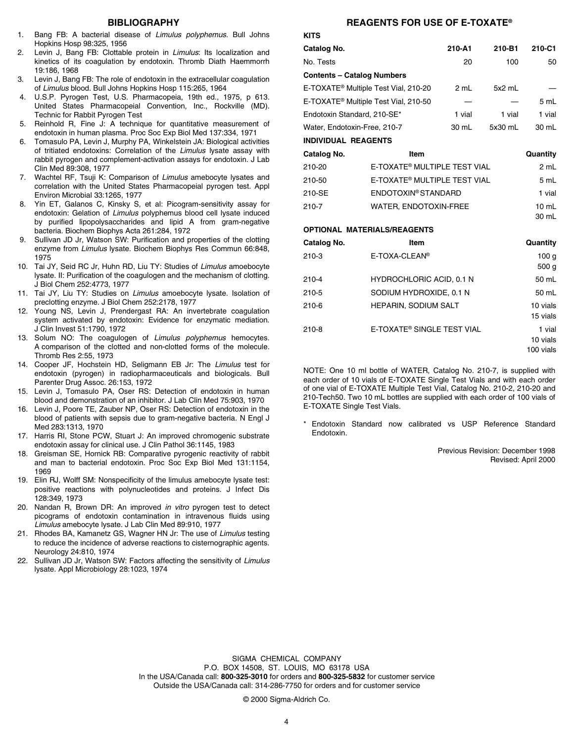## BIBLIOGRAPHY

1. Bang FB: A bacterial disease of *Limulus polyphemus*. Bull Johns Hopkins Hosp 98:325, 1956
2. Levin J, Bang FB: Clottable protein in *Limulus*: Its localization and kinetics of its coagulation by endotoxin. Thromb Diath Haemmorrh 19:186, 1968
3. Levin J, Bang FB: The role of endotoxin in the extracellular coagulation of *Limulus* blood. Bull Johns Hopkins Hosp 115:265, 1964
4. U.S.P. Pyrogen Test, U.S. Pharmacopeia, 19th ed., 1975, p 613. United States Pharmacopeial Convention, Inc., Rockville (MD). Technic for Rabbit Pyrogen Test
5. Reinhold R, Fine J: A technique for quantitative measurement of endotoxin in human plasma. Proc Soc Exp Biol Med 137:334, 1971
6. Tomasulo PA, Levin J, Murphy PA, Winkelstein JA: Biological activities of tritiated endotoxins: Correlation of the *Limulus* lysate assay with rabbit pyrogen and complement-activation assays for endotoxin. J Lab Clin Med 89:308, 1977
7. Wachtel RF, Tsuji K: Comparison of *Limulus* amebocyte lysates and correlation with the United States Pharmacopeial pyrogen test. Appl Environ Microbial 33:1265, 1977
8. Yin ET, Galanos C, Kinsky S, et al: Picogram-sensitivity assay for endotoxin: Gelation of *Limulus* polyphemus blood cell lysate induced by purified lipopolysaccharides and lipid A from gram-negative bacteria. Biochem Biophys Acta 261:284, 1972
9. Sullivan JD Jr, Watson SW: Purification and properties of the clotting enzyme from *Limulus* lysate. Biochem Biophys Res Commun 66:848, 1975
10. Tai JY, Seid RC Jr, Huhn RD, Liu TY: Studies of *Limulus* amoebocyte lysate. II: Purification of the coagulogen and the mechanism of clotting. J Biol Chem 252:4773, 1977
11. Tai JY, Liu TY: Studies on *Limulus* amoebocyte lysate. Isolation of preclotting enzyme. J Biol Chem 252:2178, 1977
12. Young NS, Levin J, Prendergast RA: An invertebrate coagulation system activated by endotoxin: Evidence for enzymatic mediation. J Clin Invest 51:1790, 1972
13. Solum NO: The coagulogen of *Limulus polyphemus* hemocytes. A comparison of the clotted and non-clotted forms of the molecule. Thromb Res 2:55, 1973
14. Cooper JF, Hochstein HD, Seligmann EB Jr: The *Limulus* test for endotoxin (pyrogen) in radiopharmaceuticals and biologicals. Bull Parenter Drug Assoc. 26:153, 1972
15. Levin J, Tomasulo PA, Oser RS: Detection of endotoxin in human blood and demonstration of an inhibitor. J Lab Clin Med 75:903, 1970
16. Levin J, Poore TE, Zauber NP, Oser RS: Detection of endotoxin in the blood of patients with sepsis due to gram-negative bacteria. N Engl J Med 283:1313, 1970
17. Harris RI, Stone PCW, Stuart J: An improved chromogenic substrate endotoxin assay for clinical use. J Clin Pathol 36:1145, 1983
18. Greisman SE, Hornick RB: Comparative pyrogenic reactivity of rabbit and man to bacterial endotoxin. Proc Soc Exp Biol Med 131:1154, 1969
19. Elin RJ, Wolff SM: Nonspecificity of the limulus amebocyte lysate test: positive reactions with polynucleotides and proteins. J Infect Dis 128:349, 1973
20. Nandan R, Brown DR: An improved *in vitro* pyrogen test to detect picograms of endotoxin contamination in intravenous fluids using *Limulus* amebocyte lysate. J Lab Clin Med 89:910, 1977
21. Rhodes BA, Kamanetz GS, Wagner HN Jr: The use of *Limulus* testing to reduce the incidence of adverse reactions to cisternographic agents. Neurology 24:810, 1974
22. Sullivan JD Jr, Watson SW: Factors affecting the sensitivity of *Limulus* lysate. Appl Microbiology 28:1023, 1974

## REAGENTS FOR USE OF E-TOXATE®

### KITS

| Catalog No. | 210-A1 | 210-B1 | 210-C1 |
|---|---|---|---|
| No. Tests | 20 | 100 | 50 |
| **Contents – Catalog Numbers** | | | |
| E-TOXATE® Multiple Test Vial, 210-20 | 2 mL | 5x2 mL | — |
| E-TOXATE® Multiple Test Vial, 210-50 | — | — | 5 mL |
| Endotoxin Standard, 210-SE* | 1 vial | 1 vial | 1 vial |
| Water, Endotoxin-Free, 210-7 | 30 mL | 5x30 mL | 30 mL |

### INDIVIDUAL REAGENTS

| Catalog No. | Item | Quantity |
|---|---|---|
| 210-20 | E-TOXATE® MULTIPLE TEST VIAL | 2 mL |
| 210-50 | E-TOXATE® MULTIPLE TEST VIAL | 5 mL |
| 210-SE | ENDOTOXIN® STANDARD | 1 vial |
| 210-7 | WATER, ENDOTOXIN-FREE | 10 mL<br>30 mL |

### OPTIONAL MATERIALS/REAGENTS

| Catalog No. | Item | Quantity |
|---|---|---|
| 210-3 | E-TOXA-CLEAN® | 100 g<br>500 g |
| 210-4 | HYDROCHLORIC ACID, 0.1 N | 50 mL |
| 210-5 | SODIUM HYDROXIDE, 0.1 N | 50 mL |
| 210-6 | HEPARIN, SODIUM SALT | 10 vials<br>15 vials |
| 210-8 | E-TOXATE® SINGLE TEST VIAL | 1 vial<br>10 vials<br>100 vials |

NOTE: One 10 ml bottle of WATER, Catalog No. 210-7, is supplied with each order of 10 vials of E-TOXATE Single Test Vials and with each order of one vial of E-TOXATE Multiple Test Vial, Catalog No. 210-2, 210-20 and 210-Tech50. Two 10 mL bottles are supplied with each order of 100 vials of E-TOXATE Single Test Vials.

\* Endotoxin Standard now calibrated vs USP Reference Standard Endotoxin.

Previous Revision: December 1998
Revised: April 2000

SIGMA CHEMICAL COMPANY
P.O. BOX 14508, ST. LOUIS, MO 63178 USA
In the USA/Canada call: **800-325-3010** for orders and **800-325-5832** for customer service
Outside the USA/Canada call: 314-286-7750 for orders and for customer service

© 2000 Sigma-Aldrich Co.